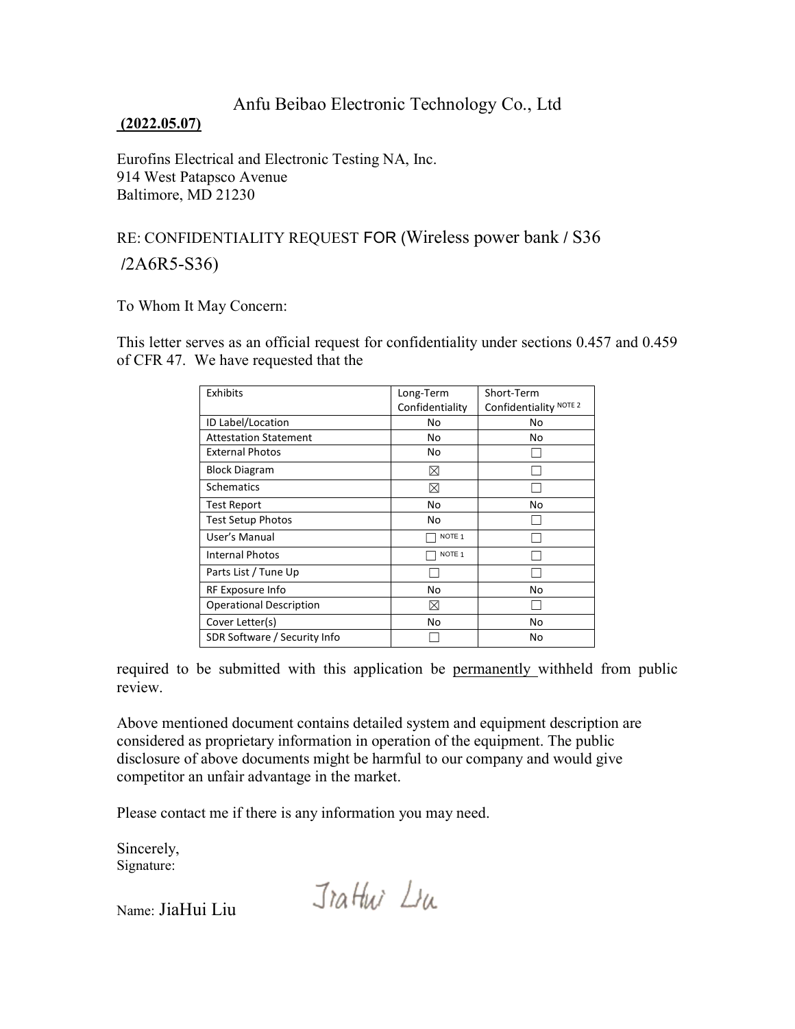Anfu Beibao Electronic Technology Co., Ltd

**(2022.05.07)**

Eurofins Electrical and Electronic Testing NA, Inc.
914 West Patapsco Avenue
Baltimore, MD 21230

RE: CONFIDENTIALITY REQUEST FOR (Wireless power bank / S36 /2A6R5-S36)

To Whom It May Concern:

This letter serves as an official request for confidentiality under sections 0.457 and 0.459 of CFR 47. We have requested that the

| Exhibits | Long-Term Confidentiality | Short-Term Confidentiality NOTE 2 |
|---|---|---|
| ID Label/Location | No | No |
| Attestation Statement | No | No |
| External Photos | No | ☐ |
| Block Diagram | ☒ | ☐ |
| Schematics | ☒ | ☐ |
| Test Report | No | No |
| Test Setup Photos | No | ☐ |
| User's Manual | ☐ NOTE 1 | ☐ |
| Internal Photos | ☐ NOTE 1 | ☐ |
| Parts List / Tune Up | ☐ | ☐ |
| RF Exposure Info | No | No |
| Operational Description | ☒ | ☐ |
| Cover Letter(s) | No | No |
| SDR Software / Security Info | ☐ | No |

required to be submitted with this application be permanently withheld from public review.

Above mentioned document contains detailed system and equipment description are considered as proprietary information in operation of the equipment. The public disclosure of above documents might be harmful to our company and would give competitor an unfair advantage in the market.

Please contact me if there is any information you may need.

Sincerely,
Signature:

Name: JiaHui Liu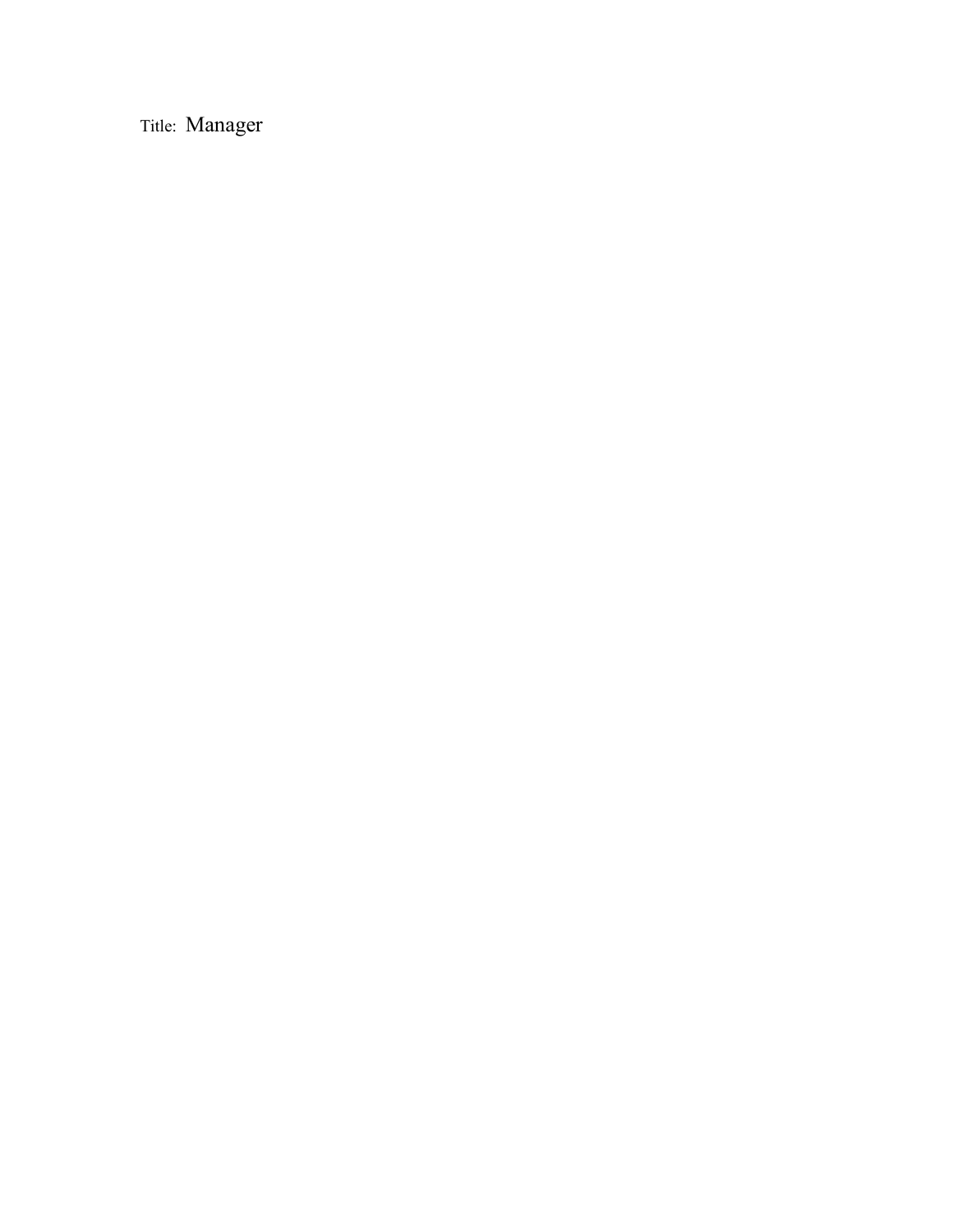Title: Manager